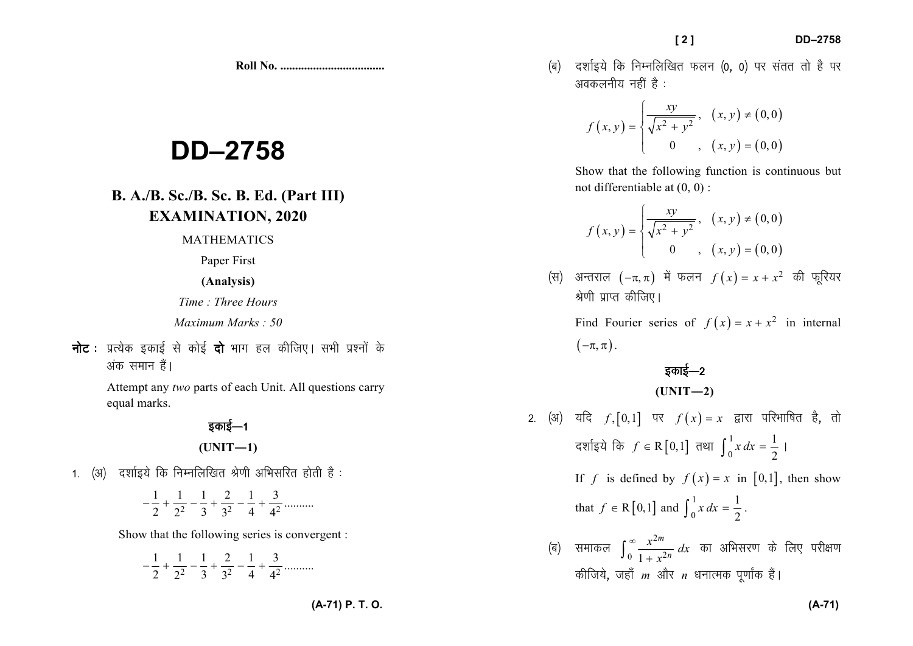Roll No. ...................................

# DD–2758

## B. A./B. Sc./B. Sc. B. Ed. (Part III) EXAMINATION, 2020

MATHEMATICS

Paper First

**(Analysis)**

*Time : Three Hours*

*Maximum Marks : 50*

**नोट :** प्रत्येक इकाई से कोई **दो** भाग हल कीजिए। सभी प्रश्नों के अंक समान हैं।

Attempt any *two* parts of each Unit. All questions carry equal marks.

### इकाई—1

### (UNIT—1)

1. (अ) दर्शाइये कि निम्नलिखित श्रेणी अभिसरित होती है :

$$-\frac{1}{2}+\frac{1}{2^2}-\frac{1}{3}+\frac{2}{3^2}-\frac{1}{4}+\frac{3}{4^2}..........$$

Show that the following series is convergent :

$$-\frac{1}{2}+\frac{1}{2^2}-\frac{1}{3}+\frac{2}{3^2}-\frac{1}{4}+\frac{3}{4^2}..........$$

(ब) दर्शाइये कि निम्नलिखित फलन (0, 0) पर संतत तो है पर अवकलनीय नहीं है :

$$f(x,y)=\begin{cases}\dfrac{xy}{\sqrt{x^2+y^2}}, & (x,y)\neq(0,0)\\ 0, & (x,y)=(0,0)\end{cases}$$

Show that the following function is continuous but not differentiable at (0, 0) :

$$f(x,y)=\begin{cases}\dfrac{xy}{\sqrt{x^2+y^2}}, & (x,y)\neq(0,0)\\ 0, & (x,y)=(0,0)\end{cases}$$

(स) अन्तराल $(-\pi,\pi)$ में फलन $f(x)=x+x^2$ की फूरियर श्रेणी प्राप्त कीजिए।

Find Fourier series of $f(x)=x+x^2$ in internal $(-\pi,\pi)$.

### इकाई—2

### (UNIT—2)

2. (अ) यदि $f,[0,1]$ पर $f(x)=x$ द्वारा परिभाषित है, तो दर्शाइये कि $f\in R[0,1]$ तथा $\int_0^1 x\,dx=\frac{1}{2}$ ।

If $f$ is defined by $f(x)=x$ in $[0,1]$, then show that $f\in R[0,1]$ and $\int_0^1 x\,dx=\frac{1}{2}$.

(ब) समाकल $\int_0^\infty \frac{x^{2m}}{1+x^{2n}}\,dx$ का अभिसरण के लिए परीक्षण कीजिये, जहाँ $m$ और $n$ धनात्मक पूर्णांक हैं।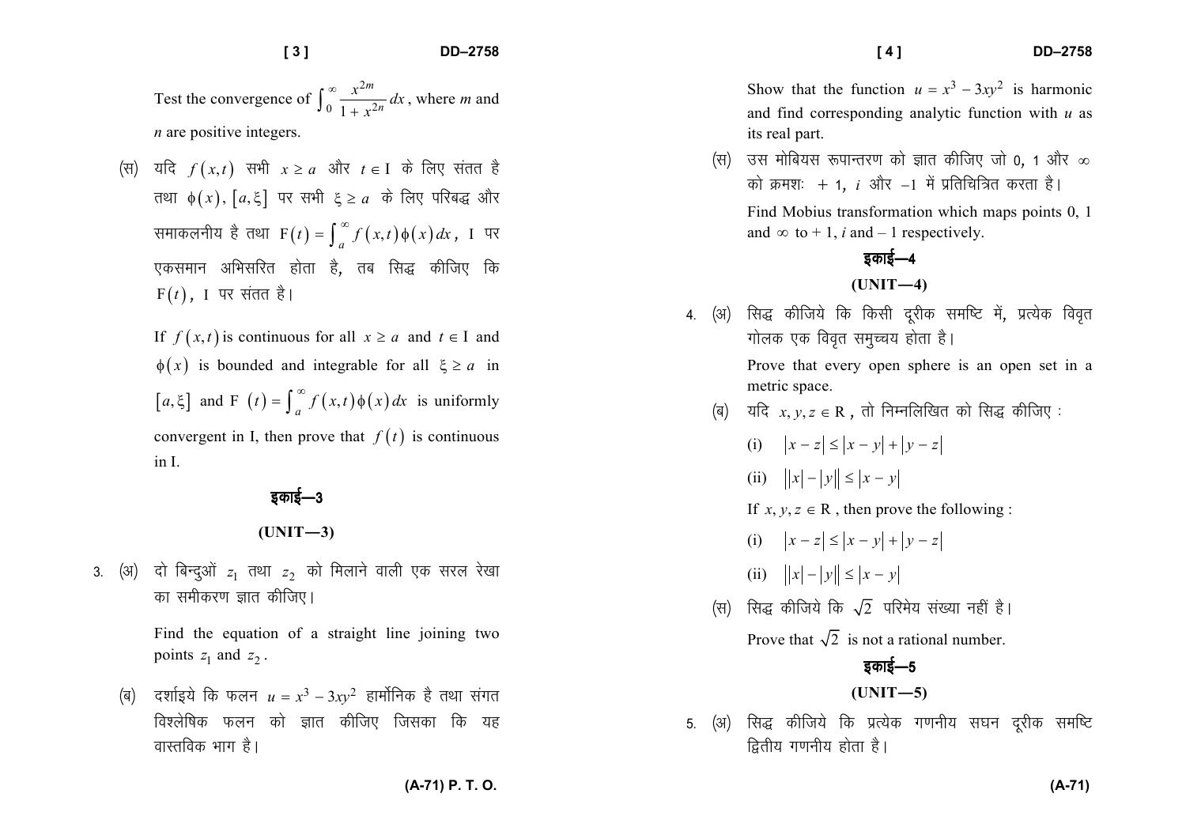Test the convergence of $\int_0^\infty \frac{x^{2m}}{1+x^{2n}} dx$, where $m$ and $n$ are positive integers.

(स) यदि $f(x,t)$ सभी $x \geq a$ और $t \in \mathrm{I}$ के लिए संतत है तथा $\phi(x)$, $[a, \xi]$ पर सभी $\xi \geq a$ के लिए परिबद्ध और समाकलनीय है तथा $\mathrm{F}(t) = \int_a^\infty f(x,t)\phi(x)\,dx$, I पर एकसमान अभिसरित होता है, तब सिद्ध कीजिए कि $\mathrm{F}(t)$, I पर संतत है।

If $f(x,t)$ is continuous for all $x \geq a$ and $t \in \mathrm{I}$ and $\phi(x)$ is bounded and integrable for all $\xi \geq a$ in $[a, \xi]$ and $\mathrm{F}(t) = \int_a^\infty f(x,t)\phi(x)\,dx$ is uniformly convergent in I, then prove that $f(t)$ is continuous in I.

## इकाई—3

## (UNIT—3)

3. (अ) दो बिन्दुओं $z_1$ तथा $z_2$ को मिलाने वाली एक सरल रेखा का समीकरण ज्ञात कीजिए।

Find the equation of a straight line joining two points $z_1$ and $z_2$.

(ब) दर्शाइये कि फलन $u = x^3 - 3xy^2$ हार्मोनिक है तथा संगत विश्लेषिक फलन को ज्ञात कीजिए जिसका कि यह वास्तविक भाग है।

Show that the function $u = x^3 - 3xy^2$ is harmonic and find corresponding analytic function with $u$ as its real part.

(स) उस मोबियस रूपान्तरण को ज्ञात कीजिए जो 0, 1 और $\infty$ को क्रमशः + 1, $i$ और $-1$ में प्रतिचित्रित करता है।

Find Mobius transformation which maps points 0, 1 and $\infty$ to + 1, $i$ and $-1$ respectively.

## इकाई—4

## (UNIT—4)

4. (अ) सिद्ध कीजिये कि किसी दूरीक समष्टि में, प्रत्येक विवृत गोलक एक विवृत समुच्चय होता है।

Prove that every open sphere is an open set in a metric space.

(ब) यदि $x, y, z \in \mathrm{R}$, तो निम्नलिखित को सिद्ध कीजिए :

(i) $|x - z| \leq |x - y| + |y - z|$

(ii) $||x| - |y|| \leq |x - y|$

If $x, y, z \in \mathrm{R}$, then prove the following :

(i) $|x - z| \leq |x - y| + |y - z|$

(ii) $||x| - |y|| \leq |x - y|$

(स) सिद्ध कीजिये कि $\sqrt{2}$ परिमेय संख्या नहीं है।

Prove that $\sqrt{2}$ is not a rational number.

## इकाई—5

## (UNIT—5)

5. (अ) सिद्ध कीजिये कि प्रत्येक गणनीय सघन दूरीक समष्टि द्वितीय गणनीय होता है।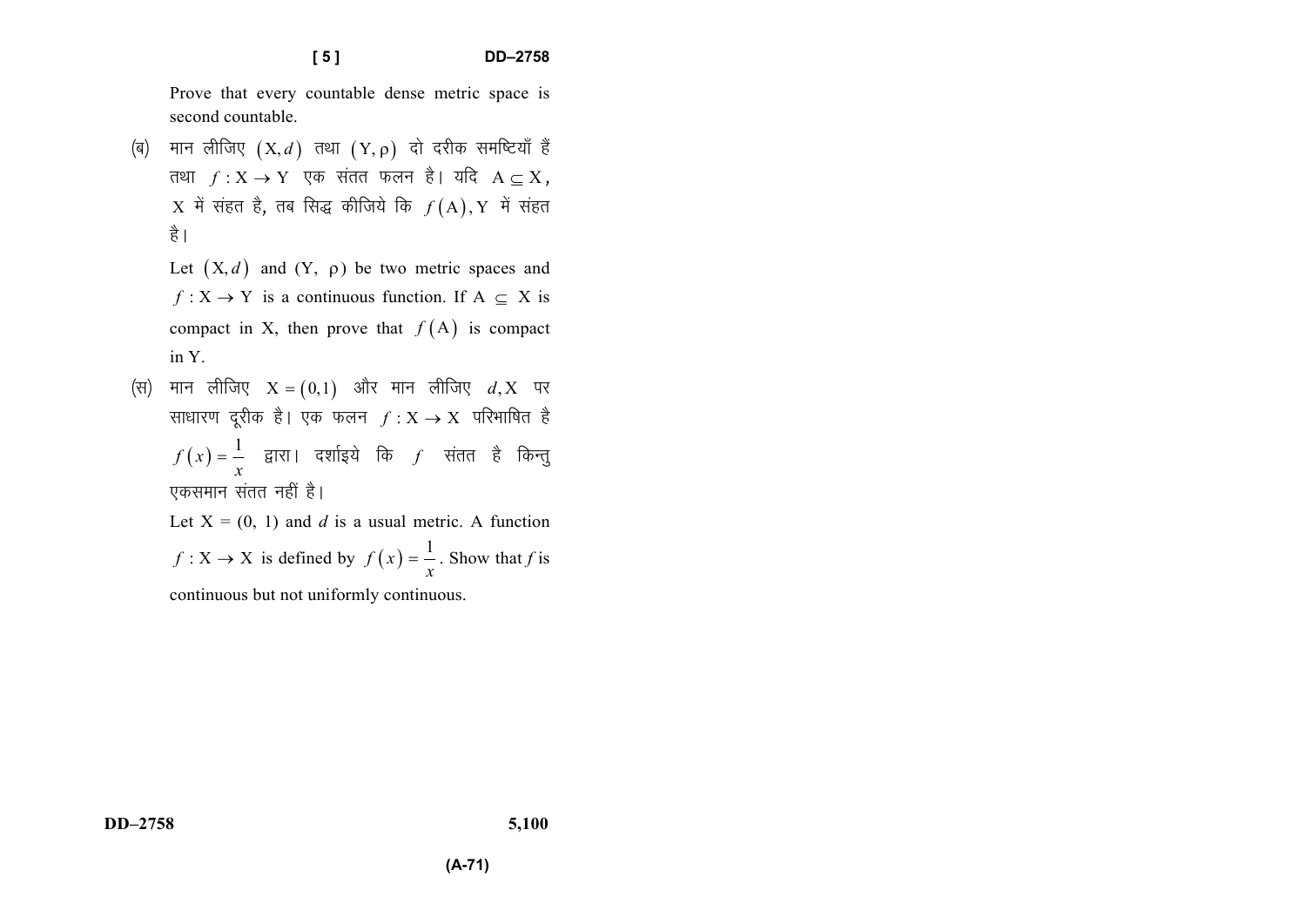Prove that every countable dense metric space is second countable.

(ब) मान लीजिए $(X, d)$ तथा $(Y, \rho)$ दो दरीक समष्टियाँ हैं तथा $f : X \to Y$ एक संतत फलन है। यदि $A \subseteq X$, X में संहत है, तब सिद्ध कीजिये कि $f(A)$, Y में संहत है।

Let $(X, d)$ and $(Y, \rho)$ be two metric spaces and $f : X \to Y$ is a continuous function. If $A \subseteq X$ is compact in X, then prove that $f(A)$ is compact in Y.

(स) मान लीजिए $X = (0,1)$ और मान लीजिए $d$, X पर साधारण दूरीक है। एक फलन $f : X \to X$ परिभाषित है $f(x) = \frac{1}{x}$ द्वारा। दर्शाइये कि $f$ संतत है किन्तु एकसमान संतत नहीं है।

Let $X = (0, 1)$ and $d$ is a usual metric. A function $f : X \to X$ is defined by $f(x) = \frac{1}{x}$. Show that $f$ is continuous but not uniformly continuous.

DD–2758 5,100

(A-71)